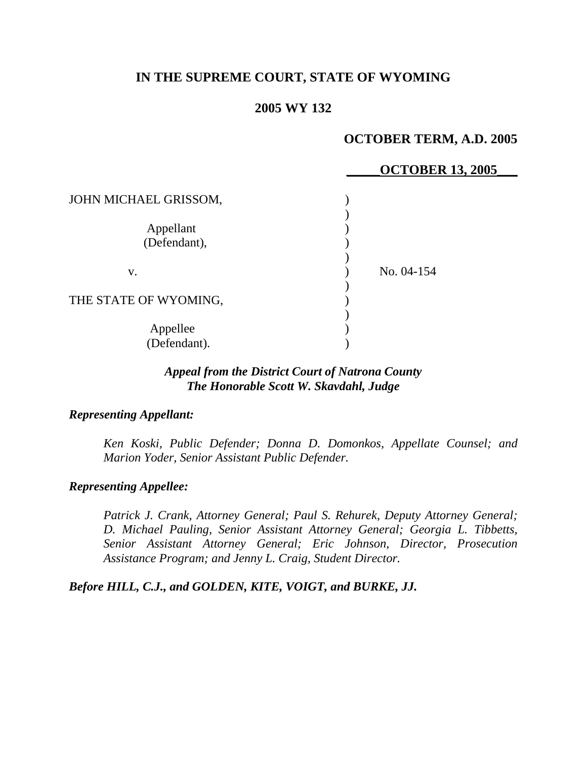**IN THE SUPREME COURT, STATE OF WYOMING**

**2005 WY 132**

**OCTOBER TERM, A.D. 2005**

**\_\_\_\_\_OCTOBER 13, 2005\_\_\_**

| | |
|---|---|
| JOHN MICHAEL GRISSOM,<br><br>Appellant<br>(Defendant),<br><br>v.<br><br>THE STATE OF WYOMING,<br><br>Appellee<br>(Defendant). | No. 04-154 |

***Appeal from the District Court of Natrona County***
***The Honorable Scott W. Skavdahl, Judge***

***Representing Appellant:***

*Ken Koski, Public Defender; Donna D. Domonkos, Appellate Counsel; and Marion Yoder, Senior Assistant Public Defender.*

***Representing Appellee:***

*Patrick J. Crank, Attorney General; Paul S. Rehurek, Deputy Attorney General; D. Michael Pauling, Senior Assistant Attorney General; Georgia L. Tibbetts, Senior Assistant Attorney General; Eric Johnson, Director, Prosecution Assistance Program; and Jenny L. Craig, Student Director.*

***Before HILL, C.J., and GOLDEN, KITE, VOIGT, and BURKE, JJ.***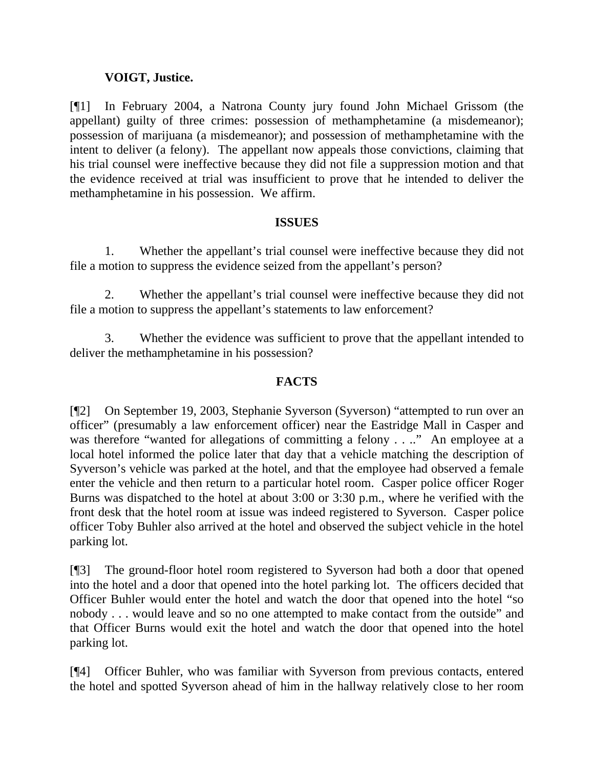**VOIGT, Justice.**

[¶1] In February 2004, a Natrona County jury found John Michael Grissom (the appellant) guilty of three crimes: possession of methamphetamine (a misdemeanor); possession of marijuana (a misdemeanor); and possession of methamphetamine with the intent to deliver (a felony). The appellant now appeals those convictions, claiming that his trial counsel were ineffective because they did not file a suppression motion and that the evidence received at trial was insufficient to prove that he intended to deliver the methamphetamine in his possession. We affirm.

## ISSUES

1. Whether the appellant's trial counsel were ineffective because they did not file a motion to suppress the evidence seized from the appellant's person?

2. Whether the appellant's trial counsel were ineffective because they did not file a motion to suppress the appellant's statements to law enforcement?

3. Whether the evidence was sufficient to prove that the appellant intended to deliver the methamphetamine in his possession?

## FACTS

[¶2] On September 19, 2003, Stephanie Syverson (Syverson) "attempted to run over an officer" (presumably a law enforcement officer) near the Eastridge Mall in Casper and was therefore "wanted for allegations of committing a felony . . .." An employee at a local hotel informed the police later that day that a vehicle matching the description of Syverson's vehicle was parked at the hotel, and that the employee had observed a female enter the vehicle and then return to a particular hotel room. Casper police officer Roger Burns was dispatched to the hotel at about 3:00 or 3:30 p.m., where he verified with the front desk that the hotel room at issue was indeed registered to Syverson. Casper police officer Toby Buhler also arrived at the hotel and observed the subject vehicle in the hotel parking lot.

[¶3] The ground-floor hotel room registered to Syverson had both a door that opened into the hotel and a door that opened into the hotel parking lot. The officers decided that Officer Buhler would enter the hotel and watch the door that opened into the hotel "so nobody . . . would leave and so no one attempted to make contact from the outside" and that Officer Burns would exit the hotel and watch the door that opened into the hotel parking lot.

[¶4] Officer Buhler, who was familiar with Syverson from previous contacts, entered the hotel and spotted Syverson ahead of him in the hallway relatively close to her room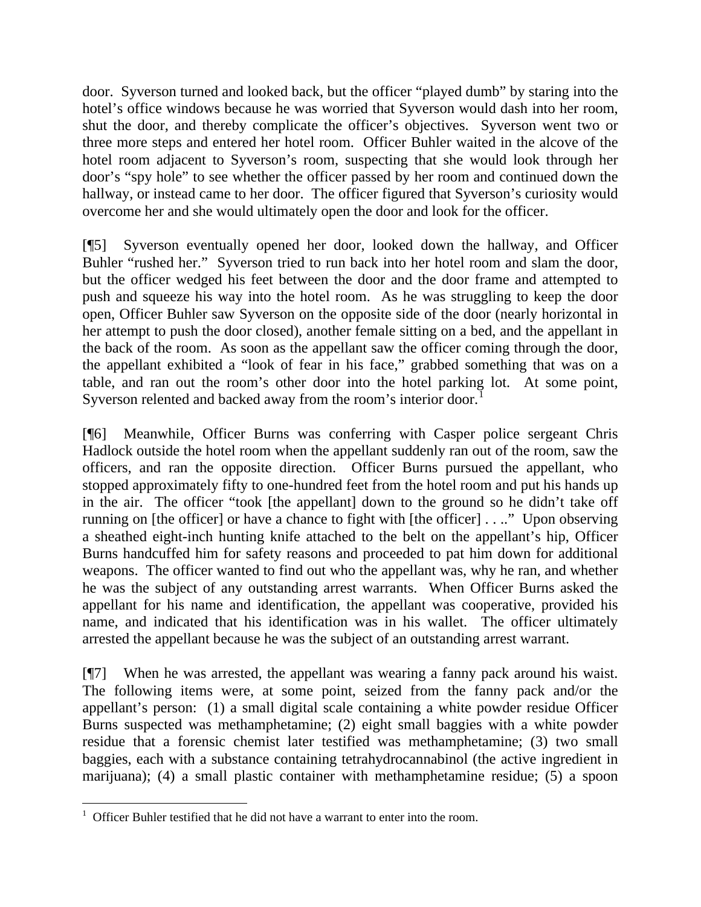door. Syverson turned and looked back, but the officer "played dumb" by staring into the hotel's office windows because he was worried that Syverson would dash into her room, shut the door, and thereby complicate the officer's objectives. Syverson went two or three more steps and entered her hotel room. Officer Buhler waited in the alcove of the hotel room adjacent to Syverson's room, suspecting that she would look through her door's "spy hole" to see whether the officer passed by her room and continued down the hallway, or instead came to her door. The officer figured that Syverson's curiosity would overcome her and she would ultimately open the door and look for the officer.

[¶5] Syverson eventually opened her door, looked down the hallway, and Officer Buhler "rushed her." Syverson tried to run back into her hotel room and slam the door, but the officer wedged his feet between the door and the door frame and attempted to push and squeeze his way into the hotel room. As he was struggling to keep the door open, Officer Buhler saw Syverson on the opposite side of the door (nearly horizontal in her attempt to push the door closed), another female sitting on a bed, and the appellant in the back of the room. As soon as the appellant saw the officer coming through the door, the appellant exhibited a "look of fear in his face," grabbed something that was on a table, and ran out the room's other door into the hotel parking lot. At some point, Syverson relented and backed away from the room's interior door.[1]

[¶6] Meanwhile, Officer Burns was conferring with Casper police sergeant Chris Hadlock outside the hotel room when the appellant suddenly ran out of the room, saw the officers, and ran the opposite direction. Officer Burns pursued the appellant, who stopped approximately fifty to one-hundred feet from the hotel room and put his hands up in the air. The officer "took [the appellant] down to the ground so he didn't take off running on [the officer] or have a chance to fight with [the officer] . . .." Upon observing a sheathed eight-inch hunting knife attached to the belt on the appellant's hip, Officer Burns handcuffed him for safety reasons and proceeded to pat him down for additional weapons. The officer wanted to find out who the appellant was, why he ran, and whether he was the subject of any outstanding arrest warrants. When Officer Burns asked the appellant for his name and identification, the appellant was cooperative, provided his name, and indicated that his identification was in his wallet. The officer ultimately arrested the appellant because he was the subject of an outstanding arrest warrant.

[¶7] When he was arrested, the appellant was wearing a fanny pack around his waist. The following items were, at some point, seized from the fanny pack and/or the appellant's person: (1) a small digital scale containing a white powder residue Officer Burns suspected was methamphetamine; (2) eight small baggies with a white powder residue that a forensic chemist later testified was methamphetamine; (3) two small baggies, each with a substance containing tetrahydrocannabinol (the active ingredient in marijuana); (4) a small plastic container with methamphetamine residue; (5) a spoon

---

[1] Officer Buhler testified that he did not have a warrant to enter into the room.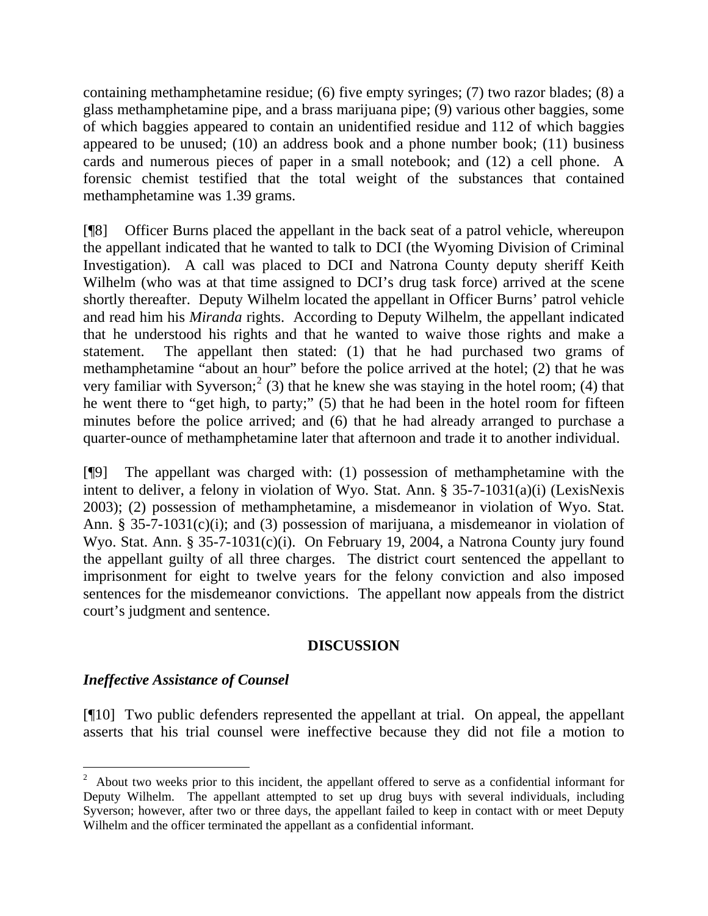containing methamphetamine residue; (6) five empty syringes; (7) two razor blades; (8) a glass methamphetamine pipe, and a brass marijuana pipe; (9) various other baggies, some of which baggies appeared to contain an unidentified residue and 112 of which baggies appeared to be unused; (10) an address book and a phone number book; (11) business cards and numerous pieces of paper in a small notebook; and (12) a cell phone. A forensic chemist testified that the total weight of the substances that contained methamphetamine was 1.39 grams.

[¶8] Officer Burns placed the appellant in the back seat of a patrol vehicle, whereupon the appellant indicated that he wanted to talk to DCI (the Wyoming Division of Criminal Investigation). A call was placed to DCI and Natrona County deputy sheriff Keith Wilhelm (who was at that time assigned to DCI's drug task force) arrived at the scene shortly thereafter. Deputy Wilhelm located the appellant in Officer Burns' patrol vehicle and read him his *Miranda* rights. According to Deputy Wilhelm, the appellant indicated that he understood his rights and that he wanted to waive those rights and make a statement. The appellant then stated: (1) that he had purchased two grams of methamphetamine "about an hour" before the police arrived at the hotel; (2) that he was very familiar with Syverson;[2] (3) that he knew she was staying in the hotel room; (4) that he went there to "get high, to party;" (5) that he had been in the hotel room for fifteen minutes before the police arrived; and (6) that he had already arranged to purchase a quarter-ounce of methamphetamine later that afternoon and trade it to another individual.

[¶9] The appellant was charged with: (1) possession of methamphetamine with the intent to deliver, a felony in violation of Wyo. Stat. Ann. § 35-7-1031(a)(i) (LexisNexis 2003); (2) possession of methamphetamine, a misdemeanor in violation of Wyo. Stat. Ann. § 35-7-1031(c)(i); and (3) possession of marijuana, a misdemeanor in violation of Wyo. Stat. Ann. § 35-7-1031(c)(i). On February 19, 2004, a Natrona County jury found the appellant guilty of all three charges. The district court sentenced the appellant to imprisonment for eight to twelve years for the felony conviction and also imposed sentences for the misdemeanor convictions. The appellant now appeals from the district court's judgment and sentence.

## DISCUSSION

### *Ineffective Assistance of Counsel*

[¶10] Two public defenders represented the appellant at trial. On appeal, the appellant asserts that his trial counsel were ineffective because they did not file a motion to

---

[2] About two weeks prior to this incident, the appellant offered to serve as a confidential informant for Deputy Wilhelm. The appellant attempted to set up drug buys with several individuals, including Syverson; however, after two or three days, the appellant failed to keep in contact with or meet Deputy Wilhelm and the officer terminated the appellant as a confidential informant.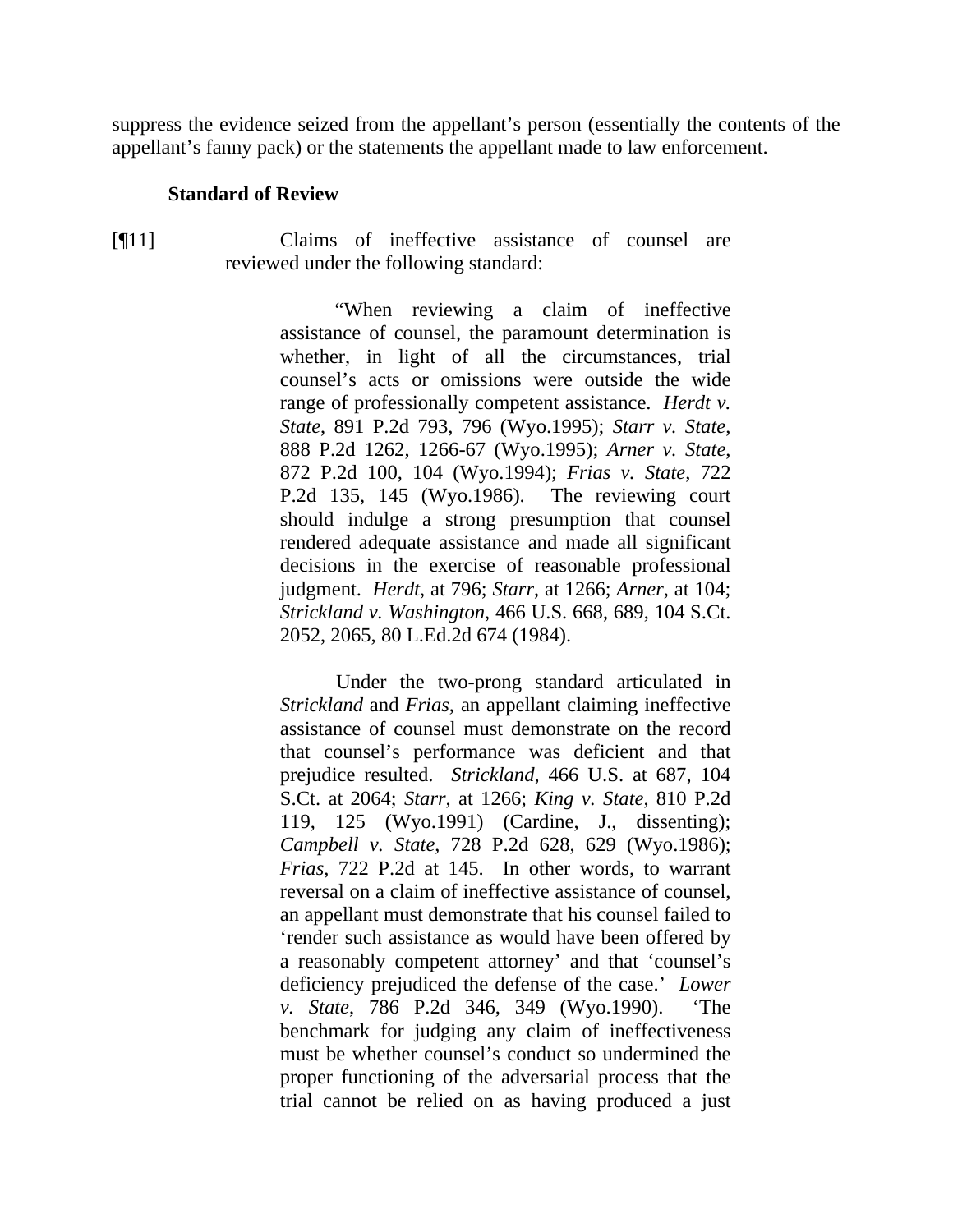suppress the evidence seized from the appellant's person (essentially the contents of the appellant's fanny pack) or the statements the appellant made to law enforcement.

**Standard of Review**

[¶11] Claims of ineffective assistance of counsel are reviewed under the following standard:

> "When reviewing a claim of ineffective assistance of counsel, the paramount determination is whether, in light of all the circumstances, trial counsel's acts or omissions were outside the wide range of professionally competent assistance. *Herdt v. State*, 891 P.2d 793, 796 (Wyo.1995); *Starr v. State*, 888 P.2d 1262, 1266-67 (Wyo.1995); *Arner v. State*, 872 P.2d 100, 104 (Wyo.1994); *Frias v. State*, 722 P.2d 135, 145 (Wyo.1986). The reviewing court should indulge a strong presumption that counsel rendered adequate assistance and made all significant decisions in the exercise of reasonable professional judgment. *Herdt*, at 796; *Starr*, at 1266; *Arner*, at 104; *Strickland v. Washington*, 466 U.S. 668, 689, 104 S.Ct. 2052, 2065, 80 L.Ed.2d 674 (1984).
>
> Under the two-prong standard articulated in *Strickland* and *Frias*, an appellant claiming ineffective assistance of counsel must demonstrate on the record that counsel's performance was deficient and that prejudice resulted. *Strickland*, 466 U.S. at 687, 104 S.Ct. at 2064; *Starr*, at 1266; *King v. State*, 810 P.2d 119, 125 (Wyo.1991) (Cardine, J., dissenting); *Campbell v. State*, 728 P.2d 628, 629 (Wyo.1986); *Frias*, 722 P.2d at 145. In other words, to warrant reversal on a claim of ineffective assistance of counsel, an appellant must demonstrate that his counsel failed to 'render such assistance as would have been offered by a reasonably competent attorney' and that 'counsel's deficiency prejudiced the defense of the case.' *Lower v. State*, 786 P.2d 346, 349 (Wyo.1990). 'The benchmark for judging any claim of ineffectiveness must be whether counsel's conduct so undermined the proper functioning of the adversarial process that the trial cannot be relied on as having produced a just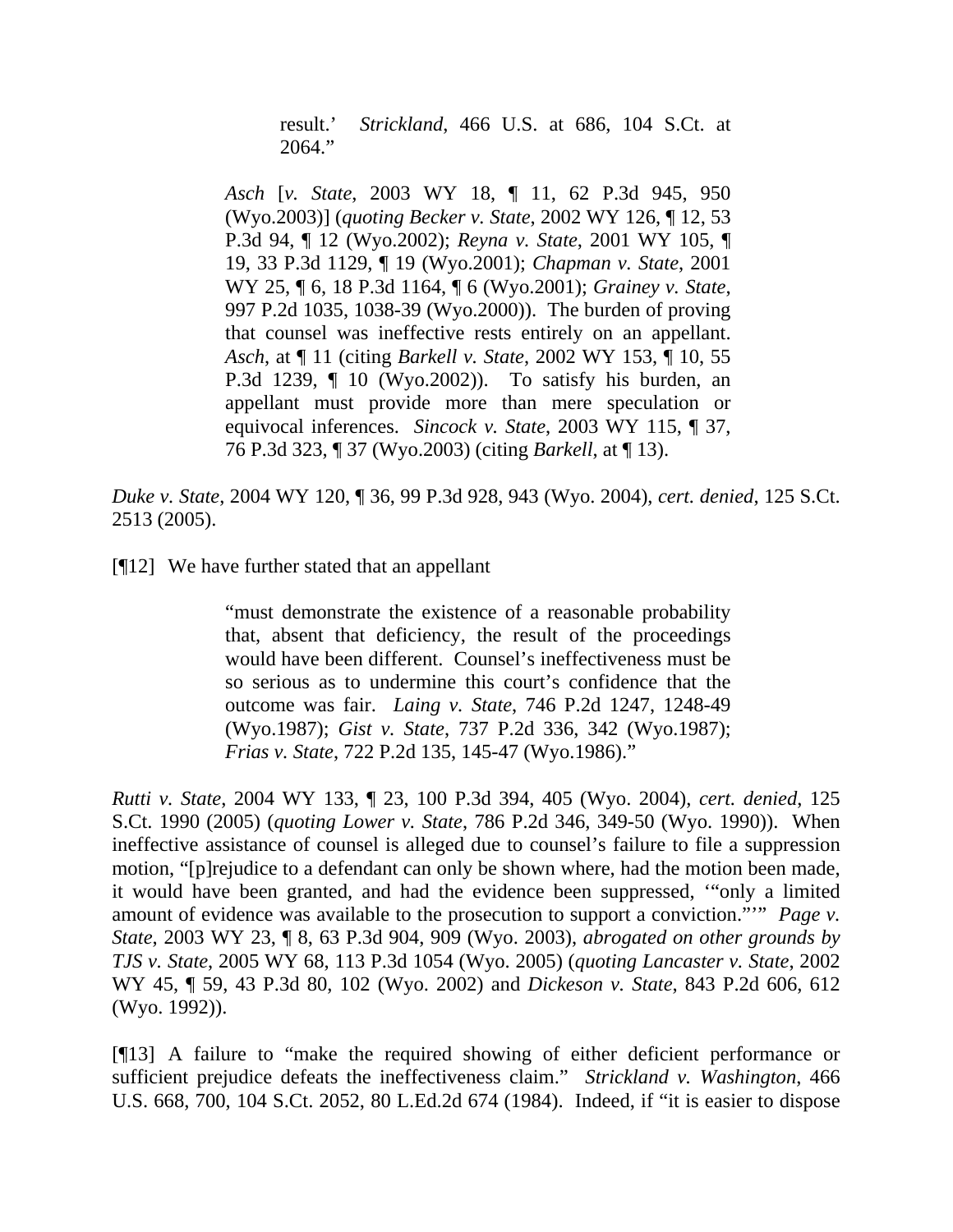> > result.' *Strickland*, 466 U.S. at 686, 104 S.Ct. at 2064."
>
> *Asch* [*v. State*, 2003 WY 18, ¶ 11, 62 P.3d 945, 950 (Wyo.2003)] (*quoting Becker v. State*, 2002 WY 126, ¶ 12, 53 P.3d 94, ¶ 12 (Wyo.2002); *Reyna v. State*, 2001 WY 105, ¶ 19, 33 P.3d 1129, ¶ 19 (Wyo.2001); *Chapman v. State*, 2001 WY 25, ¶ 6, 18 P.3d 1164, ¶ 6 (Wyo.2001); *Grainey v. State*, 997 P.2d 1035, 1038-39 (Wyo.2000)). The burden of proving that counsel was ineffective rests entirely on an appellant. *Asch*, at ¶ 11 (citing *Barkell v. State*, 2002 WY 153, ¶ 10, 55 P.3d 1239, ¶ 10 (Wyo.2002)). To satisfy his burden, an appellant must provide more than mere speculation or equivocal inferences. *Sincock v. State*, 2003 WY 115, ¶ 37, 76 P.3d 323, ¶ 37 (Wyo.2003) (citing *Barkell*, at ¶ 13).

*Duke v. State*, 2004 WY 120, ¶ 36, 99 P.3d 928, 943 (Wyo. 2004), *cert. denied*, 125 S.Ct. 2513 (2005).

[¶12] We have further stated that an appellant

> "must demonstrate the existence of a reasonable probability that, absent that deficiency, the result of the proceedings would have been different. Counsel's ineffectiveness must be so serious as to undermine this court's confidence that the outcome was fair. *Laing v. State*, 746 P.2d 1247, 1248-49 (Wyo.1987); *Gist v. State*, 737 P.2d 336, 342 (Wyo.1987); *Frias v. State*, 722 P.2d 135, 145-47 (Wyo.1986)."

*Rutti v. State*, 2004 WY 133, ¶ 23, 100 P.3d 394, 405 (Wyo. 2004), *cert. denied*, 125 S.Ct. 1990 (2005) (*quoting Lower v. State*, 786 P.2d 346, 349-50 (Wyo. 1990)). When ineffective assistance of counsel is alleged due to counsel's failure to file a suppression motion, "[p]rejudice to a defendant can only be shown where, had the motion been made, it would have been granted, and had the evidence been suppressed, '"only a limited amount of evidence was available to the prosecution to support a conviction."'" *Page v. State*, 2003 WY 23, ¶ 8, 63 P.3d 904, 909 (Wyo. 2003), *abrogated on other grounds by TJS v. State*, 2005 WY 68, 113 P.3d 1054 (Wyo. 2005) (*quoting Lancaster v. State*, 2002 WY 45, ¶ 59, 43 P.3d 80, 102 (Wyo. 2002) and *Dickeson v. State*, 843 P.2d 606, 612 (Wyo. 1992)).

[¶13] A failure to "make the required showing of either deficient performance or sufficient prejudice defeats the ineffectiveness claim." *Strickland v. Washington*, 466 U.S. 668, 700, 104 S.Ct. 2052, 80 L.Ed.2d 674 (1984). Indeed, if "it is easier to dispose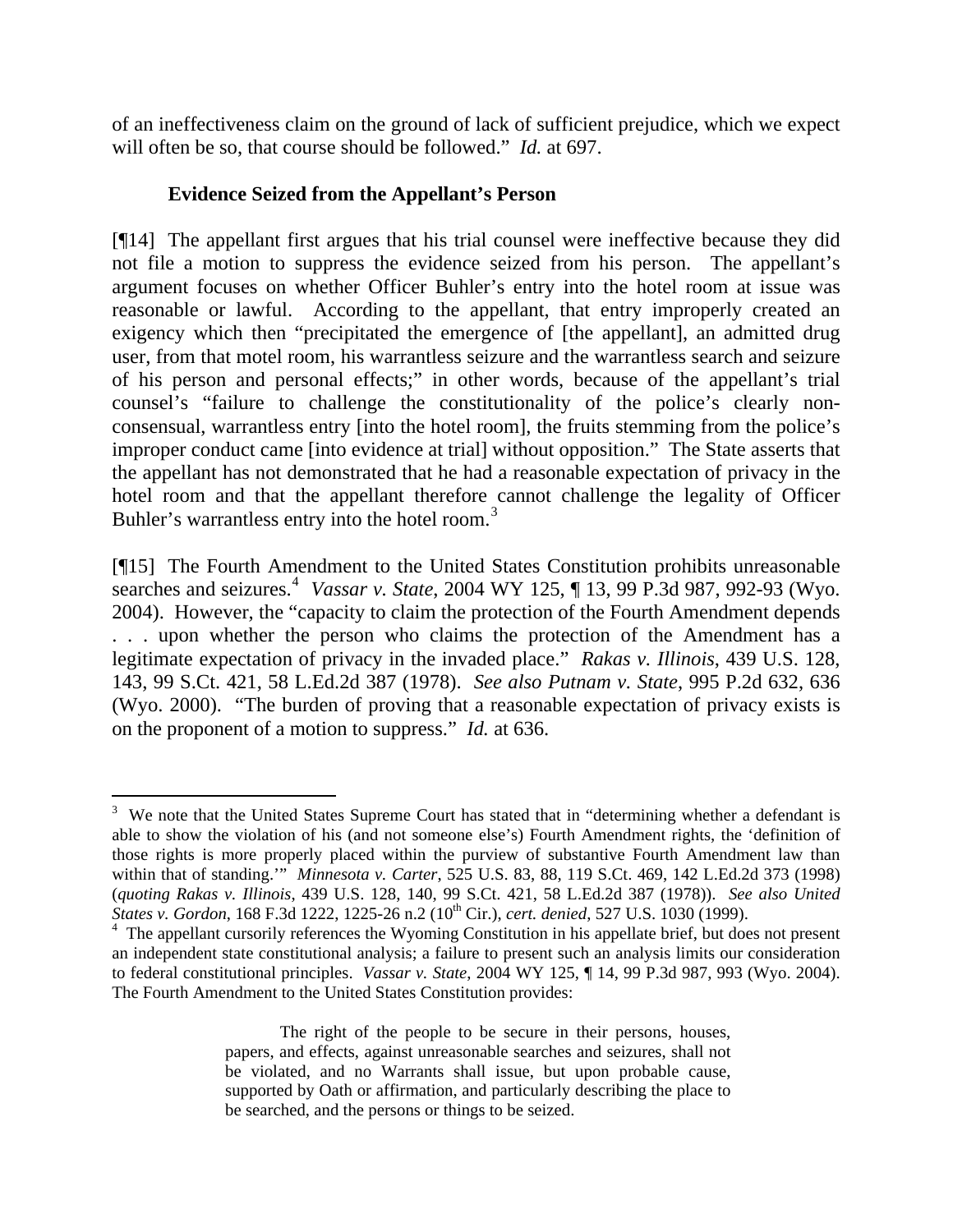of an ineffectiveness claim on the ground of lack of sufficient prejudice, which we expect will often be so, that course should be followed." *Id.* at 697.

### Evidence Seized from the Appellant's Person

[¶14] The appellant first argues that his trial counsel were ineffective because they did not file a motion to suppress the evidence seized from his person. The appellant's argument focuses on whether Officer Buhler's entry into the hotel room at issue was reasonable or lawful. According to the appellant, that entry improperly created an exigency which then "precipitated the emergence of [the appellant], an admitted drug user, from that motel room, his warrantless seizure and the warrantless search and seizure of his person and personal effects;" in other words, because of the appellant's trial counsel's "failure to challenge the constitutionality of the police's clearly non-consensual, warrantless entry [into the hotel room], the fruits stemming from the police's improper conduct came [into evidence at trial] without opposition." The State asserts that the appellant has not demonstrated that he had a reasonable expectation of privacy in the hotel room and that the appellant therefore cannot challenge the legality of Officer Buhler's warrantless entry into the hotel room.[3]

[¶15] The Fourth Amendment to the United States Constitution prohibits unreasonable searches and seizures.[4] *Vassar v. State*, 2004 WY 125, ¶ 13, 99 P.3d 987, 992-93 (Wyo. 2004). However, the "capacity to claim the protection of the Fourth Amendment depends . . . upon whether the person who claims the protection of the Amendment has a legitimate expectation of privacy in the invaded place." *Rakas v. Illinois*, 439 U.S. 128, 143, 99 S.Ct. 421, 58 L.Ed.2d 387 (1978). *See also Putnam v. State*, 995 P.2d 632, 636 (Wyo. 2000). "The burden of proving that a reasonable expectation of privacy exists is on the proponent of a motion to suppress." *Id.* at 636.

---

[3] We note that the United States Supreme Court has stated that in "determining whether a defendant is able to show the violation of his (and not someone else's) Fourth Amendment rights, the 'definition of those rights is more properly placed within the purview of substantive Fourth Amendment law than within that of standing.'" *Minnesota v. Carter*, 525 U.S. 83, 88, 119 S.Ct. 469, 142 L.Ed.2d 373 (1998) (*quoting Rakas v. Illinois*, 439 U.S. 128, 140, 99 S.Ct. 421, 58 L.Ed.2d 387 (1978)). *See also United States v. Gordon*, 168 F.3d 1222, 1225-26 n.2 (10th Cir.), *cert. denied*, 527 U.S. 1030 (1999).

[4] The appellant cursorily references the Wyoming Constitution in his appellate brief, but does not present an independent state constitutional analysis; a failure to present such an analysis limits our consideration to federal constitutional principles. *Vassar v. State*, 2004 WY 125, ¶ 14, 99 P.3d 987, 993 (Wyo. 2004). The Fourth Amendment to the United States Constitution provides:

> The right of the people to be secure in their persons, houses, papers, and effects, against unreasonable searches and seizures, shall not be violated, and no Warrants shall issue, but upon probable cause, supported by Oath or affirmation, and particularly describing the place to be searched, and the persons or things to be seized.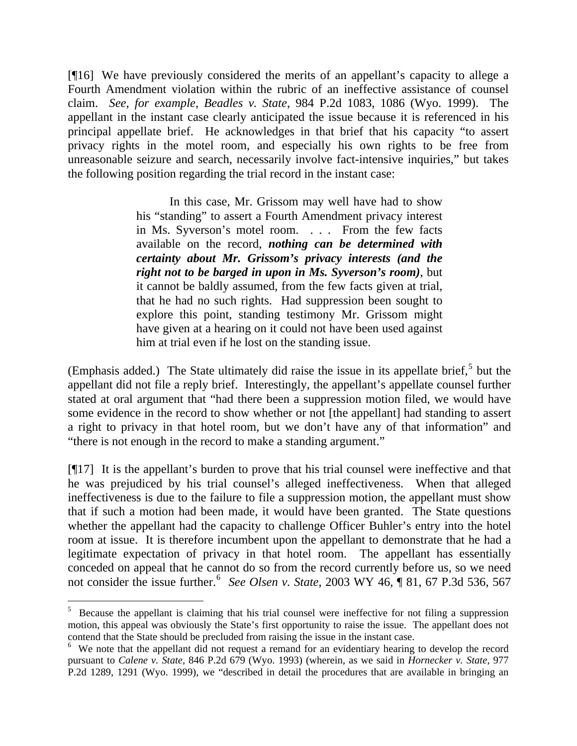[¶16] We have previously considered the merits of an appellant's capacity to allege a Fourth Amendment violation within the rubric of an ineffective assistance of counsel claim. *See, for example, Beadles v. State*, 984 P.2d 1083, 1086 (Wyo. 1999). The appellant in the instant case clearly anticipated the issue because it is referenced in his principal appellate brief. He acknowledges in that brief that his capacity "to assert privacy rights in the motel room, and especially his own rights to be free from unreasonable seizure and search, necessarily involve fact-intensive inquiries," but takes the following position regarding the trial record in the instant case:

> In this case, Mr. Grissom may well have had to show his "standing" to assert a Fourth Amendment privacy interest in Ms. Syverson's motel room. . . . From the few facts available on the record, ***nothing can be determined with certainty about Mr. Grissom's privacy interests (and the right not to be barged in upon in Ms. Syverson's room)***, but it cannot be baldly assumed, from the few facts given at trial, that he had no such rights. Had suppression been sought to explore this point, standing testimony Mr. Grissom might have given at a hearing on it could not have been used against him at trial even if he lost on the standing issue.

(Emphasis added.) The State ultimately did raise the issue in its appellate brief,[5] but the appellant did not file a reply brief. Interestingly, the appellant's appellate counsel further stated at oral argument that "had there been a suppression motion filed, we would have some evidence in the record to show whether or not [the appellant] had standing to assert a right to privacy in that hotel room, but we don't have any of that information" and "there is not enough in the record to make a standing argument."

[¶17] It is the appellant's burden to prove that his trial counsel were ineffective and that he was prejudiced by his trial counsel's alleged ineffectiveness. When that alleged ineffectiveness is due to the failure to file a suppression motion, the appellant must show that if such a motion had been made, it would have been granted. The State questions whether the appellant had the capacity to challenge Officer Buhler's entry into the hotel room at issue. It is therefore incumbent upon the appellant to demonstrate that he had a legitimate expectation of privacy in that hotel room. The appellant has essentially conceded on appeal that he cannot do so from the record currently before us, so we need not consider the issue further.[6] *See Olsen v. State*, 2003 WY 46, ¶ 81, 67 P.3d 536, 567

---

[5] Because the appellant is claiming that his trial counsel were ineffective for not filing a suppression motion, this appeal was obviously the State's first opportunity to raise the issue. The appellant does not contend that the State should be precluded from raising the issue in the instant case.

[6] We note that the appellant did not request a remand for an evidentiary hearing to develop the record pursuant to *Calene v. State*, 846 P.2d 679 (Wyo. 1993) (wherein, as we said in *Hornecker v. State*, 977 P.2d 1289, 1291 (Wyo. 1999), we "described in detail the procedures that are available in bringing an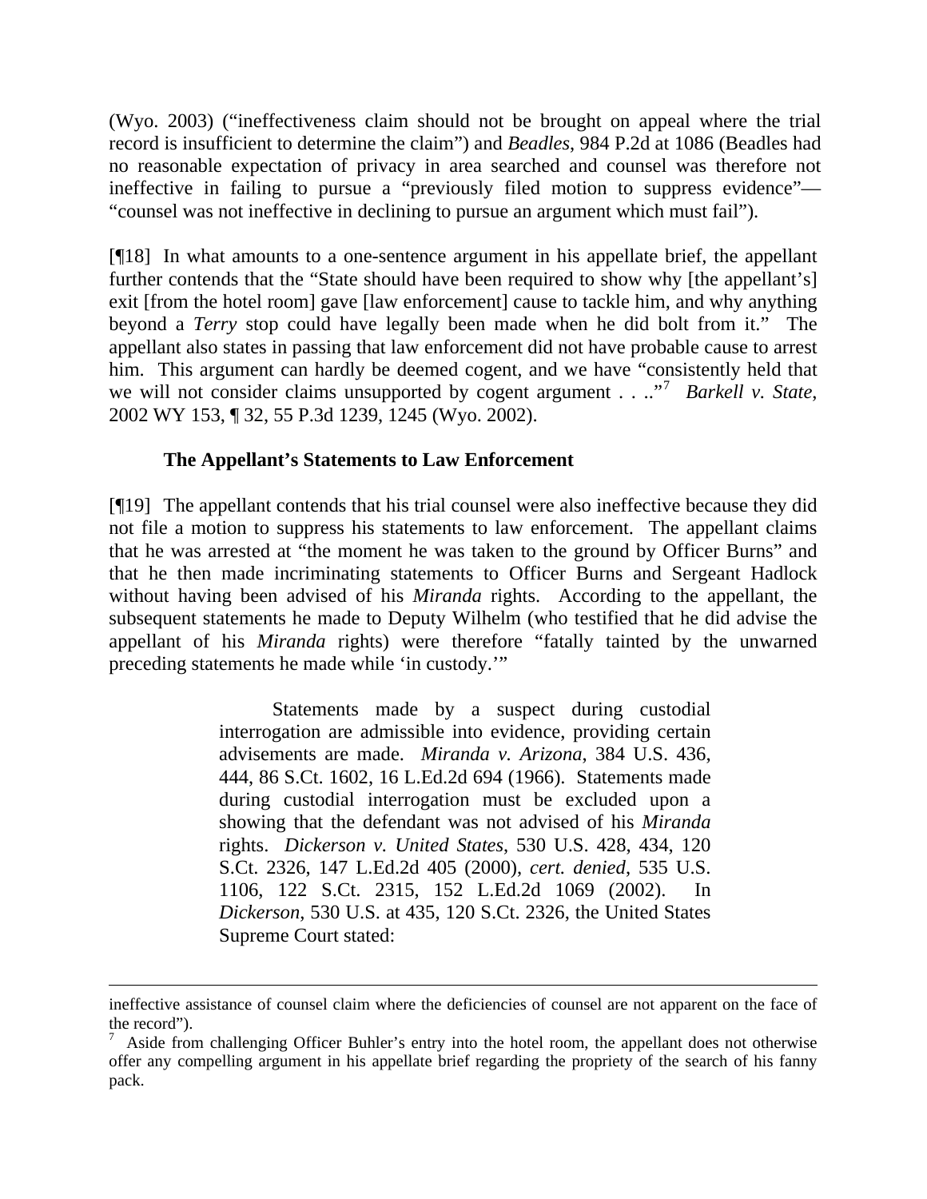(Wyo. 2003) ("ineffectiveness claim should not be brought on appeal where the trial record is insufficient to determine the claim") and *Beadles*, 984 P.2d at 1086 (Beadles had no reasonable expectation of privacy in area searched and counsel was therefore not ineffective in failing to pursue a "previously filed motion to suppress evidence"—"counsel was not ineffective in declining to pursue an argument which must fail").

[¶18] In what amounts to a one-sentence argument in his appellate brief, the appellant further contends that the "State should have been required to show why [the appellant's] exit [from the hotel room] gave [law enforcement] cause to tackle him, and why anything beyond a *Terry* stop could have legally been made when he did bolt from it." The appellant also states in passing that law enforcement did not have probable cause to arrest him. This argument can hardly be deemed cogent, and we have "consistently held that we will not consider claims unsupported by cogent argument . . .."[7] *Barkell v. State*, 2002 WY 153, ¶ 32, 55 P.3d 1239, 1245 (Wyo. 2002).

### The Appellant's Statements to Law Enforcement

[¶19] The appellant contends that his trial counsel were also ineffective because they did not file a motion to suppress his statements to law enforcement. The appellant claims that he was arrested at "the moment he was taken to the ground by Officer Burns" and that he then made incriminating statements to Officer Burns and Sergeant Hadlock without having been advised of his *Miranda* rights. According to the appellant, the subsequent statements he made to Deputy Wilhelm (who testified that he did advise the appellant of his *Miranda* rights) were therefore "fatally tainted by the unwarned preceding statements he made while 'in custody.'"

> Statements made by a suspect during custodial interrogation are admissible into evidence, providing certain advisements are made. *Miranda v. Arizona*, 384 U.S. 436, 444, 86 S.Ct. 1602, 16 L.Ed.2d 694 (1966). Statements made during custodial interrogation must be excluded upon a showing that the defendant was not advised of his *Miranda* rights. *Dickerson v. United States*, 530 U.S. 428, 434, 120 S.Ct. 2326, 147 L.Ed.2d 405 (2000), *cert. denied*, 535 U.S. 1106, 122 S.Ct. 2315, 152 L.Ed.2d 1069 (2002). In *Dickerson*, 530 U.S. at 435, 120 S.Ct. 2326, the United States Supreme Court stated:

---

ineffective assistance of counsel claim where the deficiencies of counsel are not apparent on the face of the record").

[7] Aside from challenging Officer Buhler's entry into the hotel room, the appellant does not otherwise offer any compelling argument in his appellate brief regarding the propriety of the search of his fanny pack.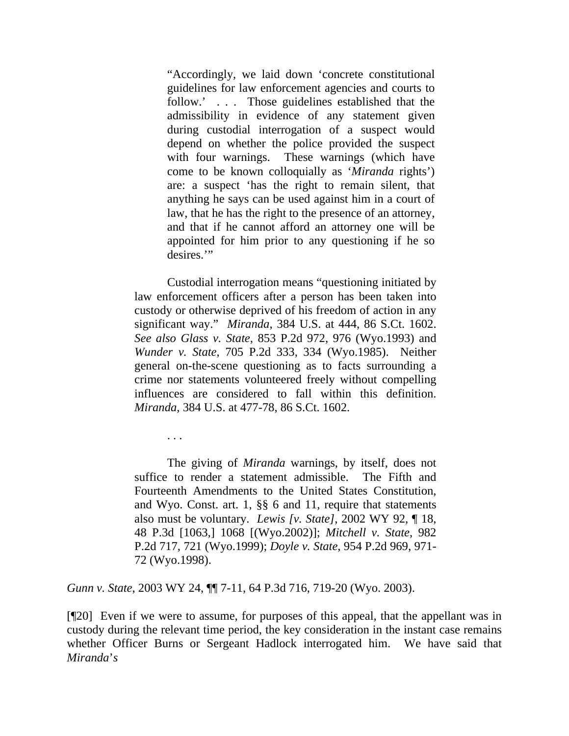> "Accordingly, we laid down 'concrete constitutional guidelines for law enforcement agencies and courts to follow.' . . . Those guidelines established that the admissibility in evidence of any statement given during custodial interrogation of a suspect would depend on whether the police provided the suspect with four warnings. These warnings (which have come to be known colloquially as '*Miranda* rights') are: a suspect 'has the right to remain silent, that anything he says can be used against him in a court of law, that he has the right to the presence of an attorney, and that if he cannot afford an attorney one will be appointed for him prior to any questioning if he so desires.'"
>
> Custodial interrogation means "questioning initiated by law enforcement officers after a person has been taken into custody or otherwise deprived of his freedom of action in any significant way." *Miranda*, 384 U.S. at 444, 86 S.Ct. 1602. *See also Glass v. State*, 853 P.2d 972, 976 (Wyo.1993) and *Wunder v. State*, 705 P.2d 333, 334 (Wyo.1985). Neither general on-the-scene questioning as to facts surrounding a crime nor statements volunteered freely without compelling influences are considered to fall within this definition. *Miranda*, 384 U.S. at 477-78, 86 S.Ct. 1602.
>
> . . .
>
> The giving of *Miranda* warnings, by itself, does not suffice to render a statement admissible. The Fifth and Fourteenth Amendments to the United States Constitution, and Wyo. Const. art. 1, §§ 6 and 11, require that statements also must be voluntary. *Lewis [v. State]*, 2002 WY 92, ¶ 18, 48 P.3d [1063,] 1068 [(Wyo.2002)]; *Mitchell v. State*, 982 P.2d 717, 721 (Wyo.1999); *Doyle v. State*, 954 P.2d 969, 971-72 (Wyo.1998).

*Gunn v. State*, 2003 WY 24, ¶¶ 7-11, 64 P.3d 716, 719-20 (Wyo. 2003).

[¶20] Even if we were to assume, for purposes of this appeal, that the appellant was in custody during the relevant time period, the key consideration in the instant case remains whether Officer Burns or Sergeant Hadlock interrogated him. We have said that *Miranda's*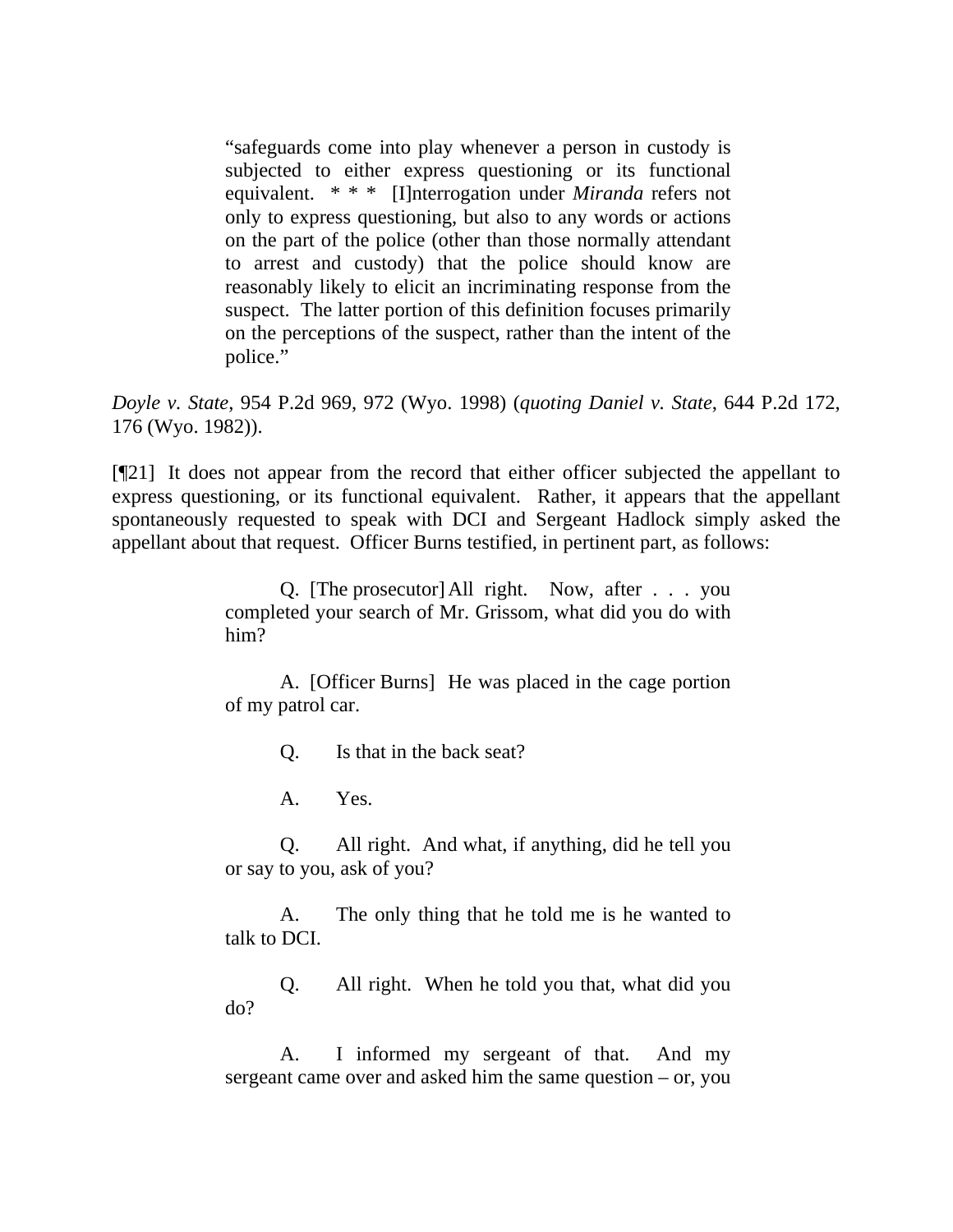> "safeguards come into play whenever a person in custody is subjected to either express questioning or its functional equivalent. * * * [I]nterrogation under *Miranda* refers not only to express questioning, but also to any words or actions on the part of the police (other than those normally attendant to arrest and custody) that the police should know are reasonably likely to elicit an incriminating response from the suspect. The latter portion of this definition focuses primarily on the perceptions of the suspect, rather than the intent of the police."

*Doyle v. State*, 954 P.2d 969, 972 (Wyo. 1998) (*quoting Daniel v. State*, 644 P.2d 172, 176 (Wyo. 1982)).

[¶21] It does not appear from the record that either officer subjected the appellant to express questioning, or its functional equivalent. Rather, it appears that the appellant spontaneously requested to speak with DCI and Sergeant Hadlock simply asked the appellant about that request. Officer Burns testified, in pertinent part, as follows:

> Q. [The prosecutor] All right. Now, after . . . you completed your search of Mr. Grissom, what did you do with him?
>
> A. [Officer Burns] He was placed in the cage portion of my patrol car.
>
> Q. Is that in the back seat?
>
> A. Yes.
>
> Q. All right. And what, if anything, did he tell you or say to you, ask of you?
>
> A. The only thing that he told me is he wanted to talk to DCI.
>
> Q. All right. When he told you that, what did you do?
>
> A. I informed my sergeant of that. And my sergeant came over and asked him the same question – or, you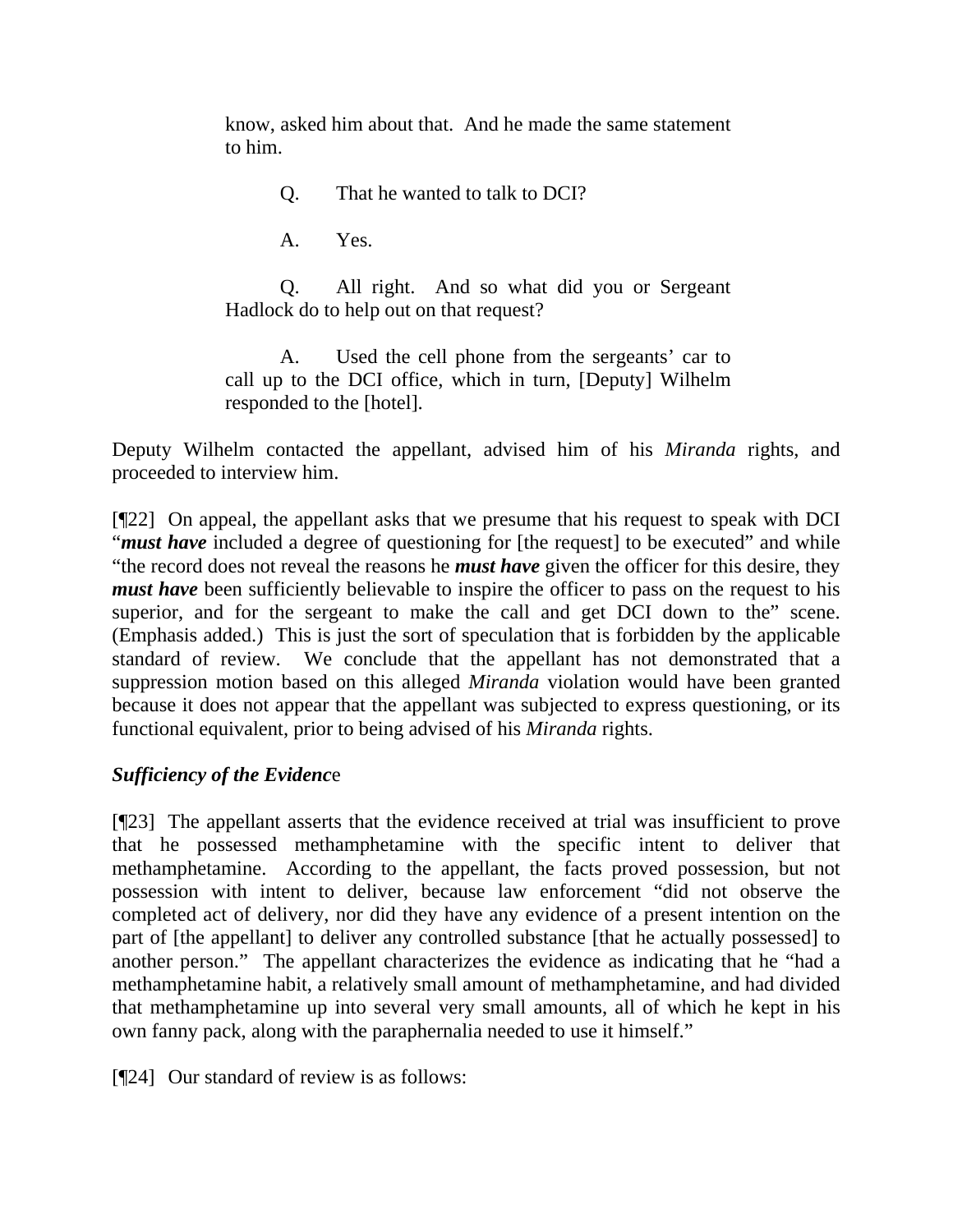> know, asked him about that. And he made the same statement to him.
>
> Q. That he wanted to talk to DCI?
>
> A. Yes.
>
> Q. All right. And so what did you or Sergeant Hadlock do to help out on that request?
>
> A. Used the cell phone from the sergeants' car to call up to the DCI office, which in turn, [Deputy] Wilhelm responded to the [hotel].

Deputy Wilhelm contacted the appellant, advised him of his *Miranda* rights, and proceeded to interview him.

[¶22] On appeal, the appellant asks that we presume that his request to speak with DCI "***must have*** included a degree of questioning for [the request] to be executed" and while "the record does not reveal the reasons he ***must have*** given the officer for this desire, they ***must have*** been sufficiently believable to inspire the officer to pass on the request to his superior, and for the sergeant to make the call and get DCI down to the" scene. (Emphasis added.) This is just the sort of speculation that is forbidden by the applicable standard of review. We conclude that the appellant has not demonstrated that a suppression motion based on this alleged *Miranda* violation would have been granted because it does not appear that the appellant was subjected to express questioning, or its functional equivalent, prior to being advised of his *Miranda* rights.

***Sufficiency of the Evidenc***e

[¶23] The appellant asserts that the evidence received at trial was insufficient to prove that he possessed methamphetamine with the specific intent to deliver that methamphetamine. According to the appellant, the facts proved possession, but not possession with intent to deliver, because law enforcement "did not observe the completed act of delivery, nor did they have any evidence of a present intention on the part of [the appellant] to deliver any controlled substance [that he actually possessed] to another person." The appellant characterizes the evidence as indicating that he "had a methamphetamine habit, a relatively small amount of methamphetamine, and had divided that methamphetamine up into several very small amounts, all of which he kept in his own fanny pack, along with the paraphernalia needed to use it himself."

[¶24] Our standard of review is as follows: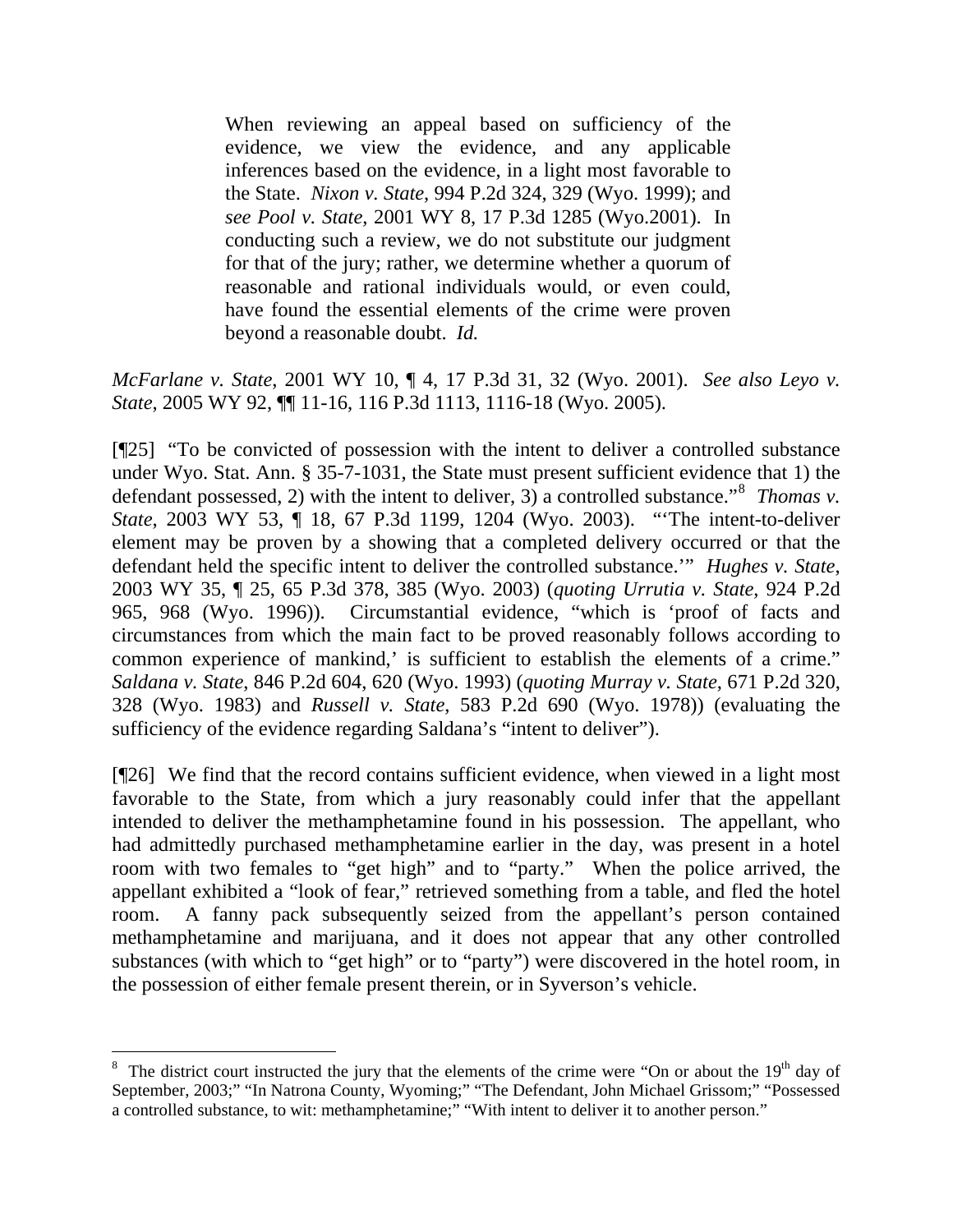> When reviewing an appeal based on sufficiency of the evidence, we view the evidence, and any applicable inferences based on the evidence, in a light most favorable to the State. *Nixon v. State*, 994 P.2d 324, 329 (Wyo. 1999); and *see Pool v. State*, 2001 WY 8, 17 P.3d 1285 (Wyo.2001). In conducting such a review, we do not substitute our judgment for that of the jury; rather, we determine whether a quorum of reasonable and rational individuals would, or even could, have found the essential elements of the crime were proven beyond a reasonable doubt. *Id.*

*McFarlane v. State*, 2001 WY 10, ¶ 4, 17 P.3d 31, 32 (Wyo. 2001). *See also Leyo v. State*, 2005 WY 92, ¶¶ 11-16, 116 P.3d 1113, 1116-18 (Wyo. 2005).

[¶25] "To be convicted of possession with the intent to deliver a controlled substance under Wyo. Stat. Ann. § 35-7-1031, the State must present sufficient evidence that 1) the defendant possessed, 2) with the intent to deliver, 3) a controlled substance."[8] *Thomas v. State*, 2003 WY 53, ¶ 18, 67 P.3d 1199, 1204 (Wyo. 2003). "'The intent-to-deliver element may be proven by a showing that a completed delivery occurred or that the defendant held the specific intent to deliver the controlled substance.'" *Hughes v. State*, 2003 WY 35, ¶ 25, 65 P.3d 378, 385 (Wyo. 2003) (*quoting Urrutia v. State*, 924 P.2d 965, 968 (Wyo. 1996)). Circumstantial evidence, "which is 'proof of facts and circumstances from which the main fact to be proved reasonably follows according to common experience of mankind,' is sufficient to establish the elements of a crime." *Saldana v. State*, 846 P.2d 604, 620 (Wyo. 1993) (*quoting Murray v. State*, 671 P.2d 320, 328 (Wyo. 1983) and *Russell v. State*, 583 P.2d 690 (Wyo. 1978)) (evaluating the sufficiency of the evidence regarding Saldana's "intent to deliver").

[¶26] We find that the record contains sufficient evidence, when viewed in a light most favorable to the State, from which a jury reasonably could infer that the appellant intended to deliver the methamphetamine found in his possession. The appellant, who had admittedly purchased methamphetamine earlier in the day, was present in a hotel room with two females to "get high" and to "party." When the police arrived, the appellant exhibited a "look of fear," retrieved something from a table, and fled the hotel room. A fanny pack subsequently seized from the appellant's person contained methamphetamine and marijuana, and it does not appear that any other controlled substances (with which to "get high" or to "party") were discovered in the hotel room, in the possession of either female present therein, or in Syverson's vehicle.

---

[8] The district court instructed the jury that the elements of the crime were "On or about the 19th day of September, 2003;" "In Natrona County, Wyoming;" "The Defendant, John Michael Grissom;" "Possessed a controlled substance, to wit: methamphetamine;" "With intent to deliver it to another person."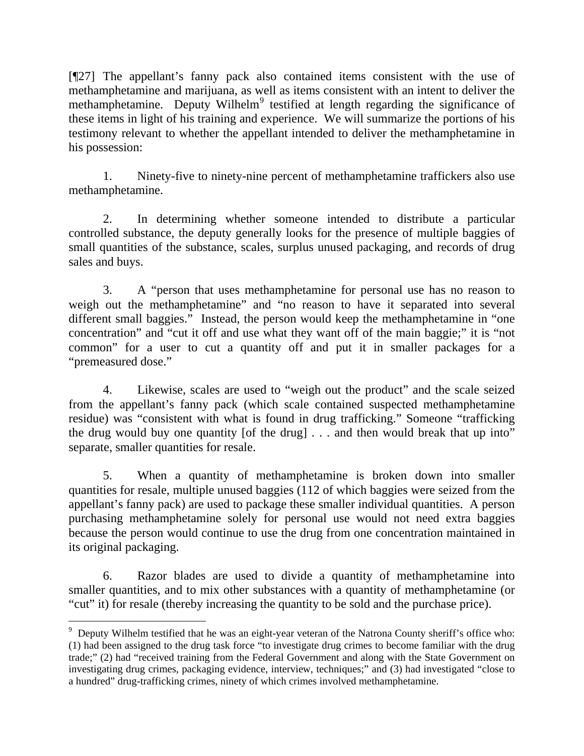[¶27] The appellant's fanny pack also contained items consistent with the use of methamphetamine and marijuana, as well as items consistent with an intent to deliver the methamphetamine. Deputy Wilhelm[9] testified at length regarding the significance of these items in light of his training and experience. We will summarize the portions of his testimony relevant to whether the appellant intended to deliver the methamphetamine in his possession:

1. Ninety-five to ninety-nine percent of methamphetamine traffickers also use methamphetamine.

2. In determining whether someone intended to distribute a particular controlled substance, the deputy generally looks for the presence of multiple baggies of small quantities of the substance, scales, surplus unused packaging, and records of drug sales and buys.

3. A "person that uses methamphetamine for personal use has no reason to weigh out the methamphetamine" and "no reason to have it separated into several different small baggies." Instead, the person would keep the methamphetamine in "one concentration" and "cut it off and use what they want off of the main baggie;" it is "not common" for a user to cut a quantity off and put it in smaller packages for a "premeasured dose."

4. Likewise, scales are used to "weigh out the product" and the scale seized from the appellant's fanny pack (which scale contained suspected methamphetamine residue) was "consistent with what is found in drug trafficking." Someone "trafficking the drug would buy one quantity [of the drug] . . . and then would break that up into" separate, smaller quantities for resale.

5. When a quantity of methamphetamine is broken down into smaller quantities for resale, multiple unused baggies (112 of which baggies were seized from the appellant's fanny pack) are used to package these smaller individual quantities. A person purchasing methamphetamine solely for personal use would not need extra baggies because the person would continue to use the drug from one concentration maintained in its original packaging.

6. Razor blades are used to divide a quantity of methamphetamine into smaller quantities, and to mix other substances with a quantity of methamphetamine (or "cut" it) for resale (thereby increasing the quantity to be sold and the purchase price).

---

[9] Deputy Wilhelm testified that he was an eight-year veteran of the Natrona County sheriff's office who: (1) had been assigned to the drug task force "to investigate drug crimes to become familiar with the drug trade;" (2) had "received training from the Federal Government and along with the State Government on investigating drug crimes, packaging evidence, interview, techniques;" and (3) had investigated "close to a hundred" drug-trafficking crimes, ninety of which crimes involved methamphetamine.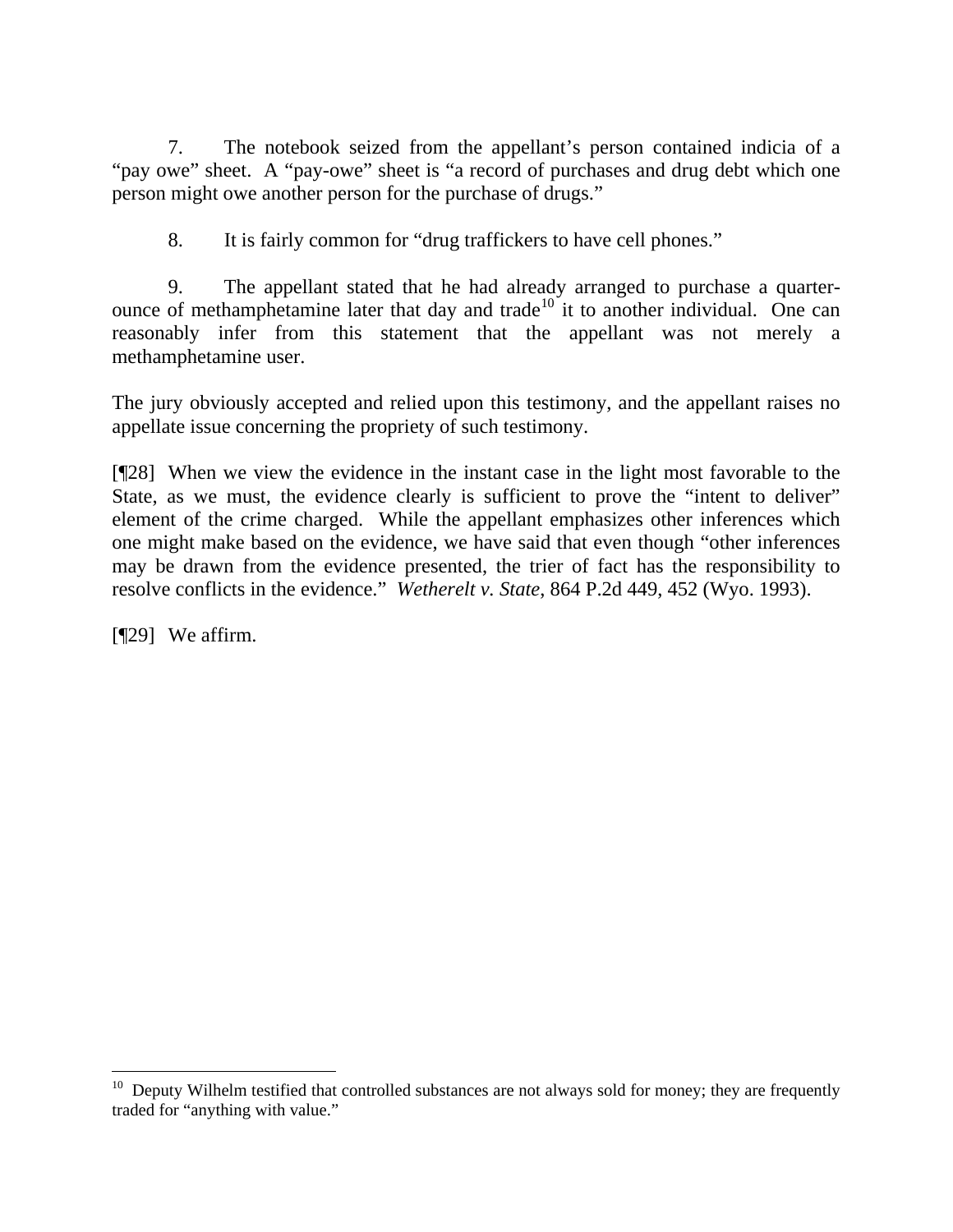7. The notebook seized from the appellant's person contained indicia of a "pay owe" sheet. A "pay-owe" sheet is "a record of purchases and drug debt which one person might owe another person for the purchase of drugs."

8. It is fairly common for "drug traffickers to have cell phones."

9. The appellant stated that he had already arranged to purchase a quarter-ounce of methamphetamine later that day and trade[10] it to another individual. One can reasonably infer from this statement that the appellant was not merely a methamphetamine user.

The jury obviously accepted and relied upon this testimony, and the appellant raises no appellate issue concerning the propriety of such testimony.

[¶28] When we view the evidence in the instant case in the light most favorable to the State, as we must, the evidence clearly is sufficient to prove the "intent to deliver" element of the crime charged. While the appellant emphasizes other inferences which one might make based on the evidence, we have said that even though "other inferences may be drawn from the evidence presented, the trier of fact has the responsibility to resolve conflicts in the evidence." *Wetherelt v. State*, 864 P.2d 449, 452 (Wyo. 1993).

[¶29] We affirm.

---

[10] Deputy Wilhelm testified that controlled substances are not always sold for money; they are frequently traded for "anything with value."